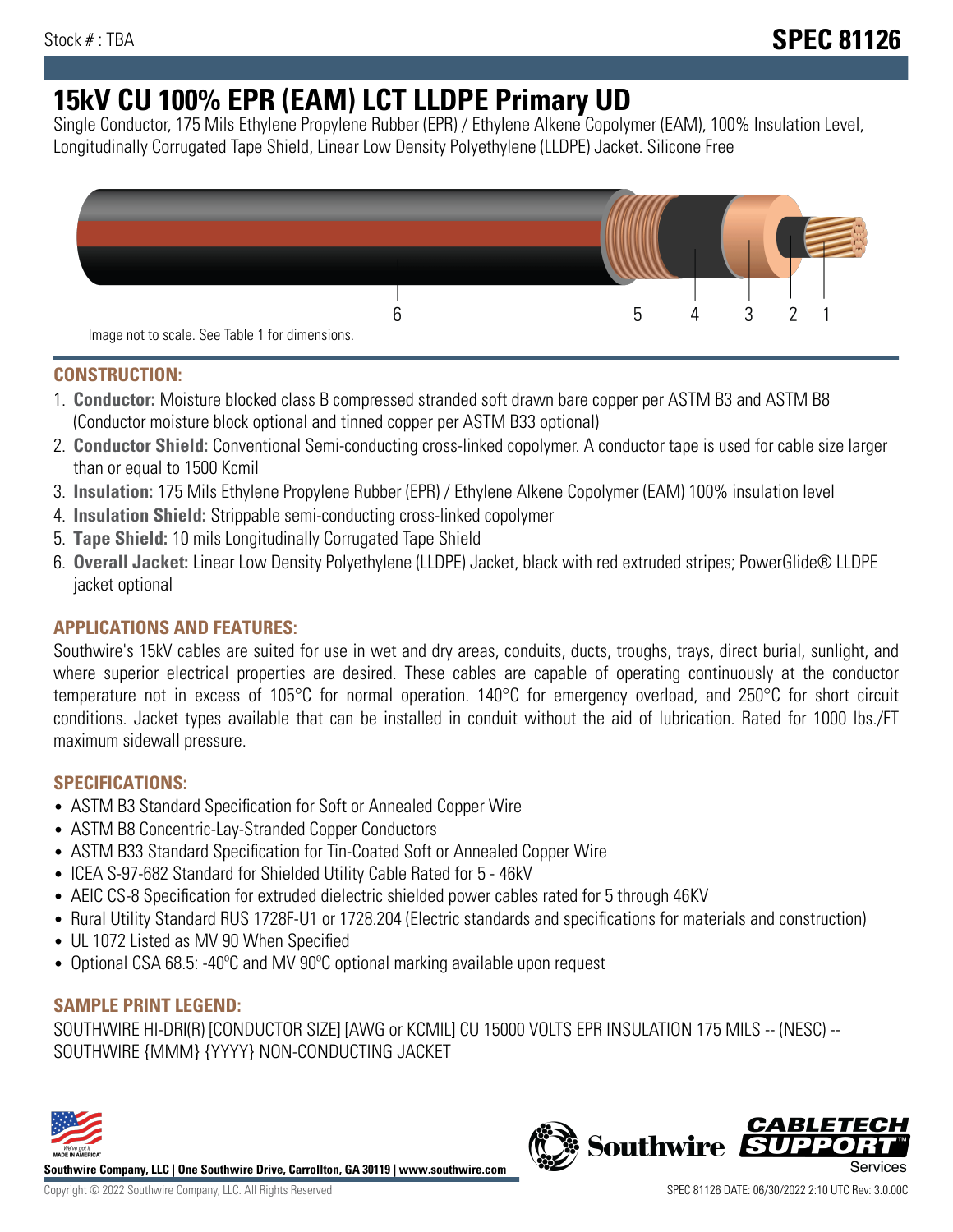Stock # : TBA

**SPEC 81126**

# 15kV CU 100% EPR (EAM) LCT LLDPE Primary UD

Single Conductor, 175 Mils Ethylene Propylene Rubber (EPR) / Ethylene Alkene Copolymer (EAM), 100% Insulation Level, Longitudinally Corrugated Tape Shield, Linear Low Density Polyethylene (LLDPE) Jacket. Silicone Free

6 5 4 3 2 1

Image not to scale. See Table 1 for dimensions.

## CONSTRUCTION:

1. **Conductor:** Moisture blocked class B compressed stranded soft drawn bare copper per ASTM B3 and ASTM B8 (Conductor moisture block optional and tinned copper per ASTM B33 optional)
2. **Conductor Shield:** Conventional Semi-conducting cross-linked copolymer. A conductor tape is used for cable size larger than or equal to 1500 Kcmil
3. **Insulation:** 175 Mils Ethylene Propylene Rubber (EPR) / Ethylene Alkene Copolymer (EAM) 100% insulation level
4. **Insulation Shield:** Strippable semi-conducting cross-linked copolymer
5. **Tape Shield:** 10 mils Longitudinally Corrugated Tape Shield
6. **Overall Jacket:** Linear Low Density Polyethylene (LLDPE) Jacket, black with red extruded stripes; PowerGlide® LLDPE jacket optional

## APPLICATIONS AND FEATURES:

Southwire's 15kV cables are suited for use in wet and dry areas, conduits, ducts, troughs, trays, direct burial, sunlight, and where superior electrical properties are desired. These cables are capable of operating continuously at the conductor temperature not in excess of 105°C for normal operation. 140°C for emergency overload, and 250°C for short circuit conditions. Jacket types available that can be installed in conduit without the aid of lubrication. Rated for 1000 lbs./FT maximum sidewall pressure.

## SPECIFICATIONS:

- ASTM B3 Standard Specification for Soft or Annealed Copper Wire
- ASTM B8 Concentric-Lay-Stranded Copper Conductors
- ASTM B33 Standard Specification for Tin-Coated Soft or Annealed Copper Wire
- ICEA S-97-682 Standard for Shielded Utility Cable Rated for 5 - 46kV
- AEIC CS-8 Specification for extruded dielectric shielded power cables rated for 5 through 46KV
- Rural Utility Standard RUS 1728F-U1 or 1728.204 (Electric standards and specifications for materials and construction)
- UL 1072 Listed as MV 90 When Specified
- Optional CSA 68.5: -40ºC and MV 90ºC optional marking available upon request

## SAMPLE PRINT LEGEND:

SOUTHWIRE HI-DRI(R) [CONDUCTOR SIZE] [AWG or KCMIL] CU 15000 VOLTS EPR INSULATION 175 MILS -- (NESC) -- SOUTHWIRE {MMM} {YYYY} NON-CONDUCTING JACKET

**Southwire Company, LLC | One Southwire Drive, Carrollton, GA 30119 | www.southwire.com**

Copyright © 2022 Southwire Company, LLC. All Rights Reserved

SPEC 81126 DATE: 06/30/2022 2:10 UTC Rev: 3.0.00C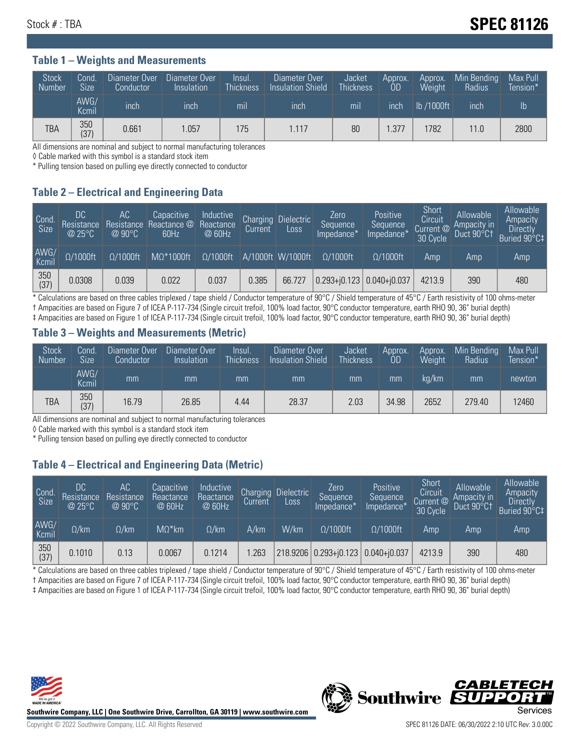Stock # : TBA

# SPEC 81126

## Table 1 – Weights and Measurements

| Stock Number | Cond. Size | Diameter Over Conductor | Diameter Over Insulation | Insul. Thickness | Diameter Over Insulation Shield | Jacket Thickness | Approx. OD | Approx. Weight | Min Bending Radius | Max Pull Tension* |
|---|---|---|---|---|---|---|---|---|---|---|
| | AWG/ Kcmil | inch | inch | mil | inch | mil | inch | lb /1000ft | inch | lb |
| TBA | 350 (37) | 0.661 | 1.057 | 175 | 1.117 | 80 | 1.377 | 1782 | 11.0 | 2800 |

All dimensions are nominal and subject to normal manufacturing tolerances

◊ Cable marked with this symbol is a standard stock item

* Pulling tension based on pulling eye directly connected to conductor

## Table 2 – Electrical and Engineering Data

| Cond. Size | DC Resistance @ 25°C | AC Resistance @ 90°C | Capacitive Reactance @ 60Hz | Inductive Reactance @ 60Hz | Charging Current | Dielectric Loss | Zero Sequence Impedance* | Positive Sequence Impedance* | Short Circuit Current @ 30 Cycle | Allowable Ampacity in Duct 90°C† | Allowable Ampacity Directly Buried 90°C‡ |
|---|---|---|---|---|---|---|---|---|---|---|---|
| AWG/ Kcmil | Ω/1000ft | Ω/1000ft | MΩ*1000ft | Ω/1000ft | A/1000ft | W/1000ft | Ω/1000ft | Ω/1000ft | Amp | Amp | Amp |
| 350 (37) | 0.0308 | 0.039 | 0.022 | 0.037 | 0.385 | 66.727 | 0.293+j0.123 | 0.040+j0.037 | 4213.9 | 390 | 480 |

* Calculations are based on three cables triplexed / tape shield / Conductor temperature of 90°C / Shield temperature of 45°C / Earth resistivity of 100 ohms-meter

† Ampacities are based on Figure 7 of ICEA P-117-734 (Single circuit trefoil, 100% load factor, 90°C conductor temperature, earth RHO 90, 36" burial depth)

‡ Ampacities are based on Figure 1 of ICEA P-117-734 (Single circuit trefoil, 100% load factor, 90°C conductor temperature, earth RHO 90, 36" burial depth)

## Table 3 – Weights and Measurements (Metric)

| Stock Number | Cond. Size | Diameter Over Conductor | Diameter Over Insulation | Insul. Thickness | Diameter Over Insulation Shield | Jacket Thickness | Approx. OD | Approx. Weight | Min Bending Radius | Max Pull Tension* |
|---|---|---|---|---|---|---|---|---|---|---|
| | AWG/ Kcmil | mm | mm | mm | mm | mm | mm | kg/km | mm | newton |
| TBA | 350 (37) | 16.79 | 26.85 | 4.44 | 28.37 | 2.03 | 34.98 | 2652 | 279.40 | 12460 |

All dimensions are nominal and subject to normal manufacturing tolerances

◊ Cable marked with this symbol is a standard stock item

* Pulling tension based on pulling eye directly connected to conductor

## Table 4 – Electrical and Engineering Data (Metric)

| Cond. Size | DC Resistance @ 25°C | AC Resistance @ 90°C | Capacitive Reactance @ 60Hz | Inductive Reactance @ 60Hz | Charging Current | Dielectric Loss | Zero Sequence Impedance* | Positive Sequence Impedance* | Short Circuit Current @ 30 Cycle | Allowable Ampacity in Duct 90°C† | Allowable Ampacity Directly Buried 90°C‡ |
|---|---|---|---|---|---|---|---|---|---|---|---|
| AWG/ Kcmil | Ω/km | Ω/km | MΩ*km | Ω/km | A/km | W/km | Ω/1000ft | Ω/1000ft | Amp | Amp | Amp |
| 350 (37) | 0.1010 | 0.13 | 0.0067 | 0.1214 | 1.263 | 218.9206 | 0.293+j0.123 | 0.040+j0.037 | 4213.9 | 390 | 480 |

* Calculations are based on three cables triplexed / tape shield / Conductor temperature of 90°C / Shield temperature of 45°C / Earth resistivity of 100 ohms-meter

† Ampacities are based on Figure 7 of ICEA P-117-734 (Single circuit trefoil, 100% load factor, 90°C conductor temperature, earth RHO 90, 36" burial depth)

‡ Ampacities are based on Figure 1 of ICEA P-117-734 (Single circuit trefoil, 100% load factor, 90°C conductor temperature, earth RHO 90, 36" burial depth)

Southwire Company, LLC | One Southwire Drive, Carrollton, GA 30119 | www.southwire.com

Copyright © 2022 Southwire Company, LLC. All Rights Reserved

SPEC 81126 DATE: 06/30/2022 2:10 UTC Rev: 3.0.00C